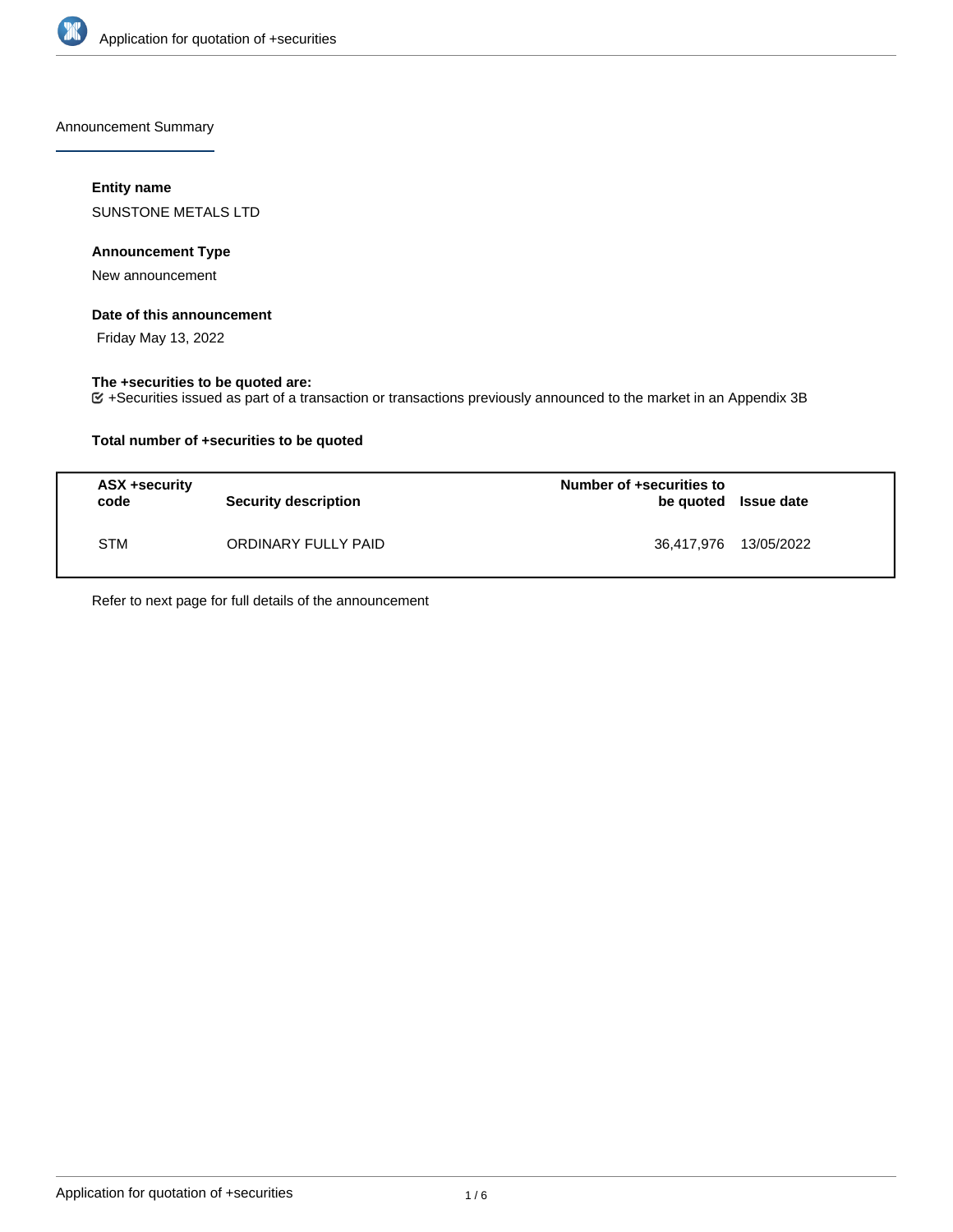Announcement Summary

**Entity name**

SUNSTONE METALS LTD

**Announcement Type**

New announcement

**Date of this announcement**

Friday May 13, 2022

**The +securities to be quoted are:**

+Securities issued as part of a transaction or transactions previously announced to the market in an Appendix 3B

**Total number of +securities to be quoted**

| ASX +security code | Security description | Number of +securities to be quoted | Issue date |
|---|---|---|---|
| STM | ORDINARY FULLY PAID | 36,417,976 | 13/05/2022 |

Refer to next page for full details of the announcement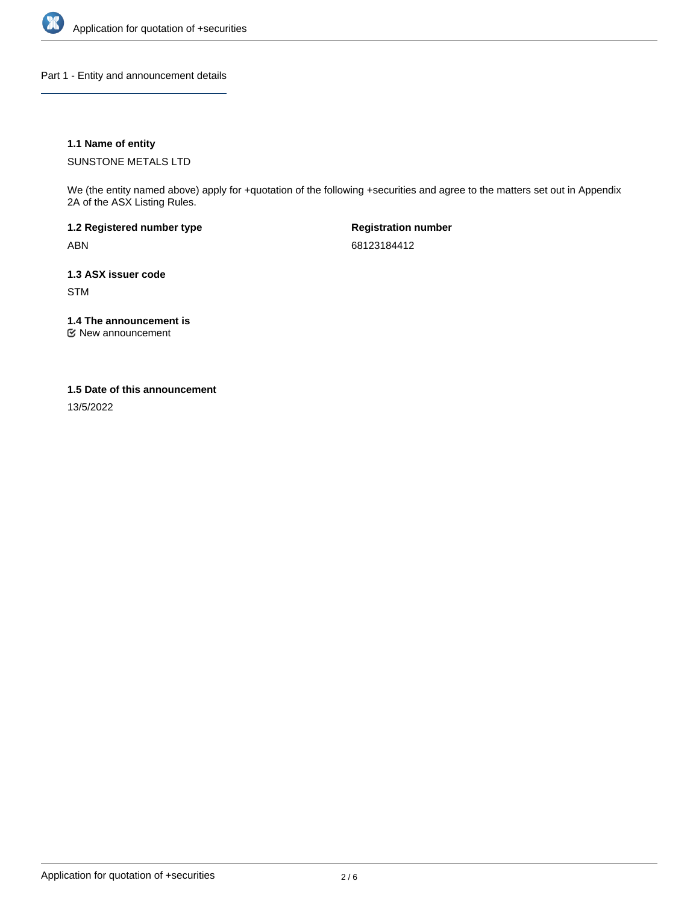## Part 1 - Entity and announcement details

### 1.1 Name of entity

SUNSTONE METALS LTD

We (the entity named above) apply for +quotation of the following +securities and agree to the matters set out in Appendix 2A of the ASX Listing Rules.

**1.2 Registered number type**

ABN

**Registration number**

68123184412

**1.3 ASX issuer code**

STM

**1.4 The announcement is**

☑ New announcement

**1.5 Date of this announcement**

13/5/2022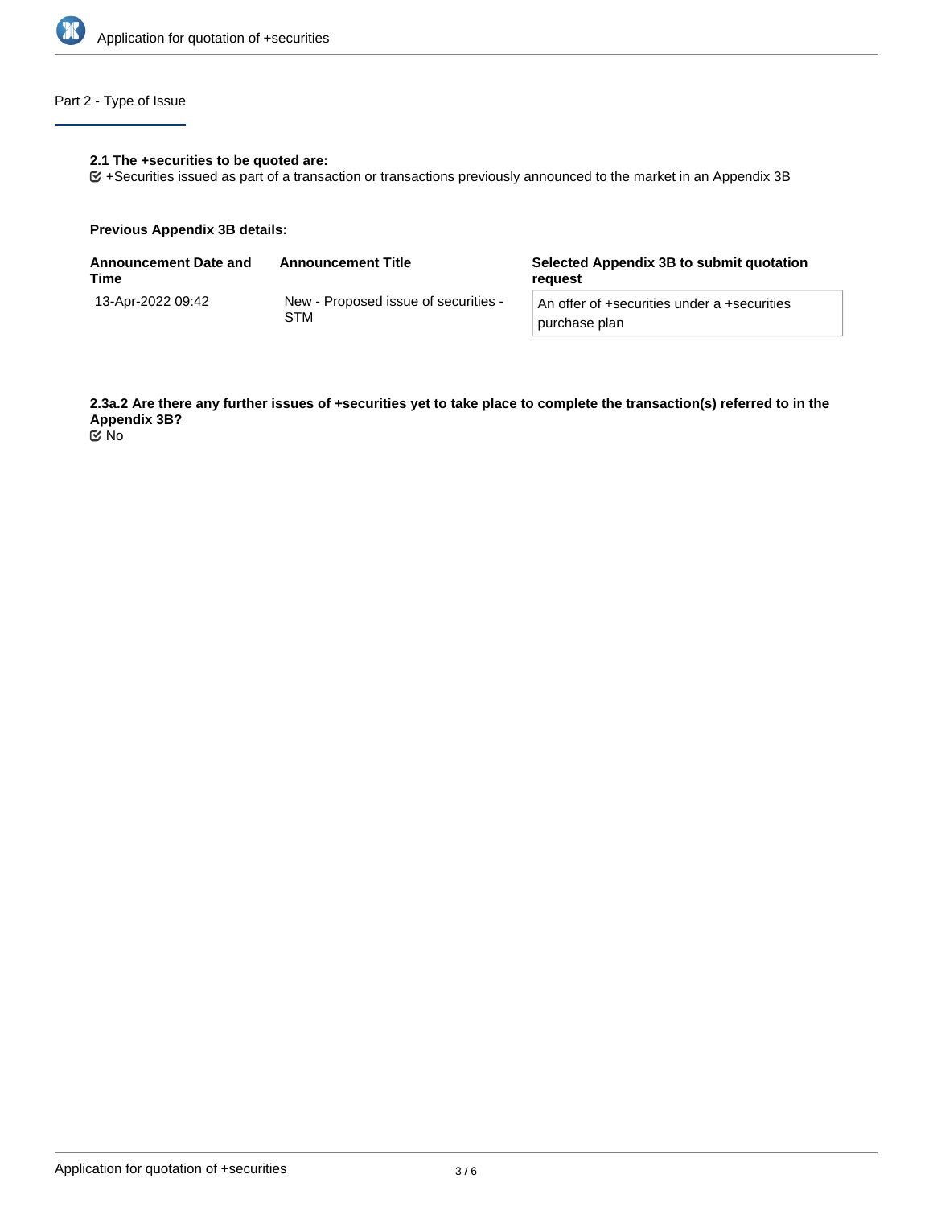## Part 2 - Type of Issue

**2.1 The +securities to be quoted are:**

☑ +Securities issued as part of a transaction or transactions previously announced to the market in an Appendix 3B

**Previous Appendix 3B details:**

| Announcement Date and Time | Announcement Title | Selected Appendix 3B to submit quotation request |
| --- | --- | --- |
| 13-Apr-2022 09:42 | New - Proposed issue of securities - STM | An offer of +securities under a +securities purchase plan |

**2.3a.2 Are there any further issues of +securities yet to take place to complete the transaction(s) referred to in the Appendix 3B?**

☑ No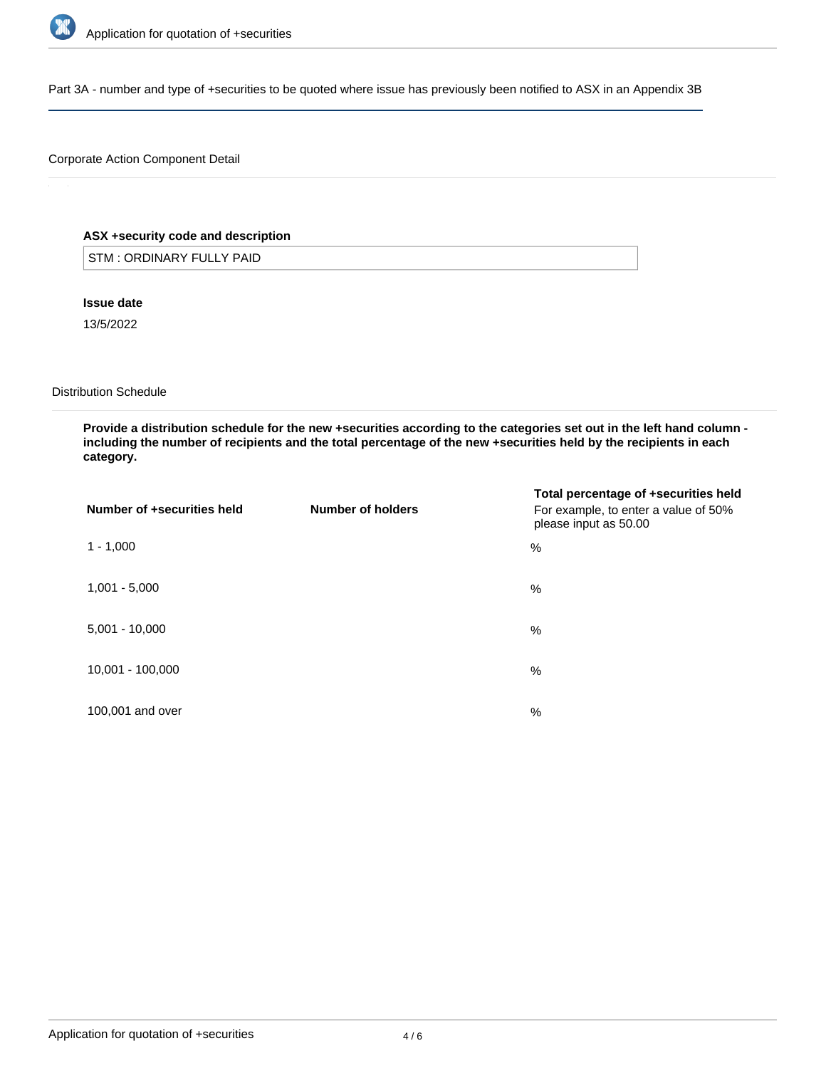Part 3A - number and type of +securities to be quoted where issue has previously been notified to ASX in an Appendix 3B

Corporate Action Component Detail

**ASX +security code and description**

STM : ORDINARY FULLY PAID

**Issue date**

13/5/2022

Distribution Schedule

**Provide a distribution schedule for the new +securities according to the categories set out in the left hand column - including the number of recipients and the total percentage of the new +securities held by the recipients in each category.**

| Number of +securities held | Number of holders | Total percentage of +securities held For example, to enter a value of 50% please input as 50.00 |
|---|---|---|
| 1 - 1,000 | | % |
| 1,001 - 5,000 | | % |
| 5,001 - 10,000 | | % |
| 10,001 - 100,000 | | % |
| 100,001 and over | | % |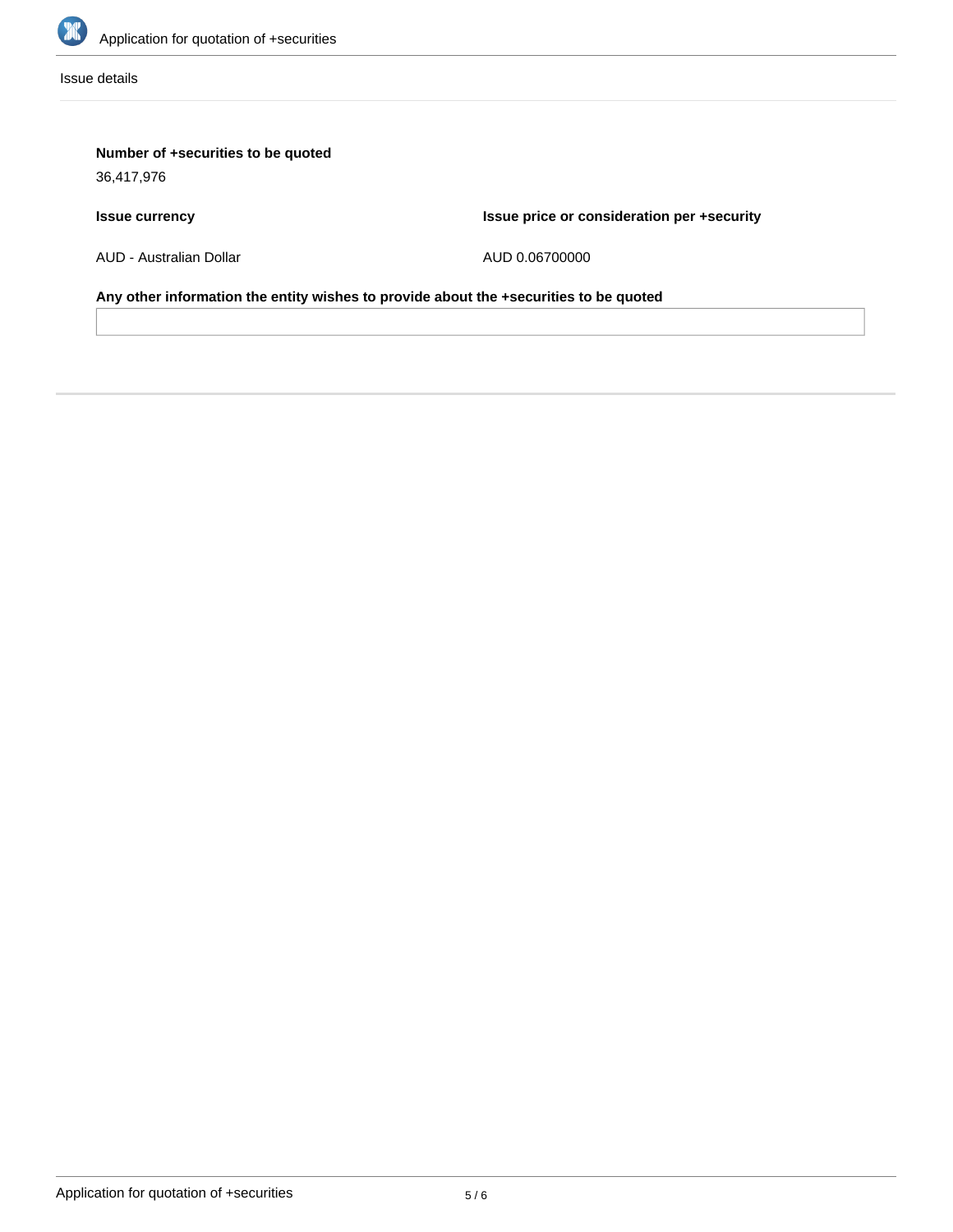Issue details

**Number of +securities to be quoted**

36,417,976

| **Issue currency** | **Issue price or consideration per +security** |
| --- | --- |
| AUD - Australian Dollar | AUD 0.06700000 |

**Any other information the entity wishes to provide about the +securities to be quoted**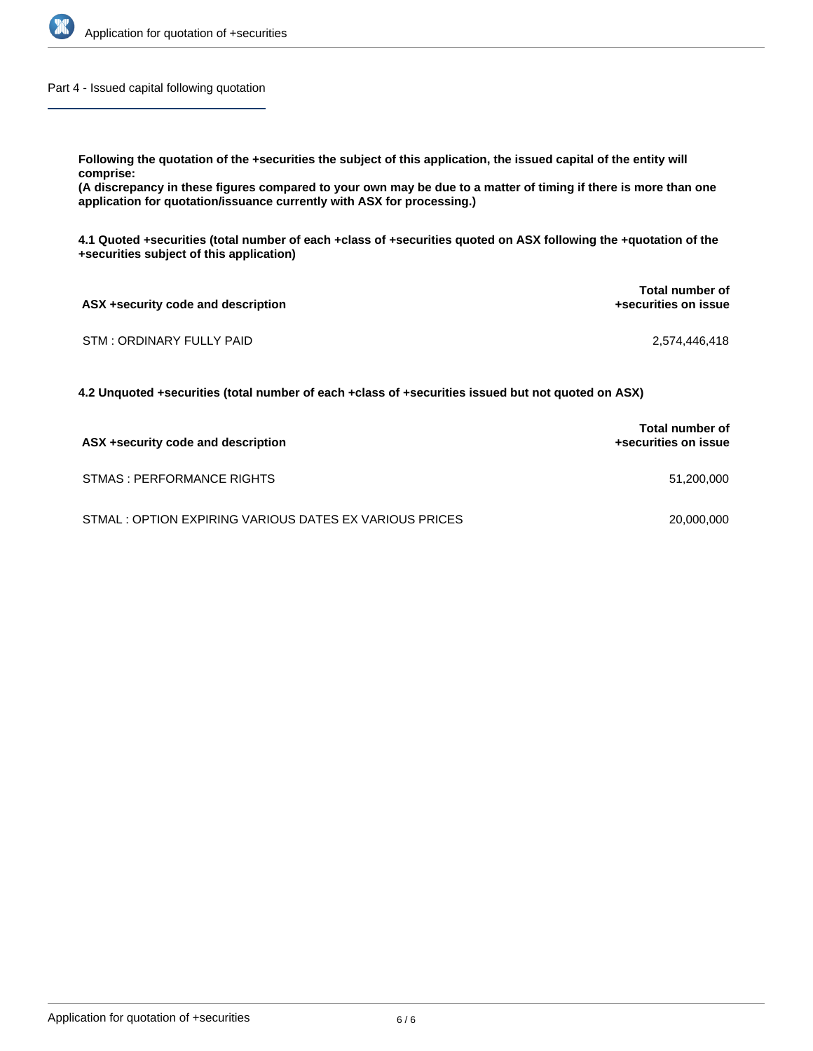## Part 4 - Issued capital following quotation

**Following the quotation of the +securities the subject of this application, the issued capital of the entity will comprise:**
**(A discrepancy in these figures compared to your own may be due to a matter of timing if there is more than one application for quotation/issuance currently with ASX for processing.)**

**4.1 Quoted +securities (total number of each +class of +securities quoted on ASX following the +quotation of the +securities subject of this application)**

| ASX +security code and description | Total number of +securities on issue |
| --- | --- |
| STM : ORDINARY FULLY PAID | 2,574,446,418 |

**4.2 Unquoted +securities (total number of each +class of +securities issued but not quoted on ASX)**

| ASX +security code and description | Total number of +securities on issue |
| --- | --- |
| STMAS : PERFORMANCE RIGHTS | 51,200,000 |
| STMAL : OPTION EXPIRING VARIOUS DATES EX VARIOUS PRICES | 20,000,000 |